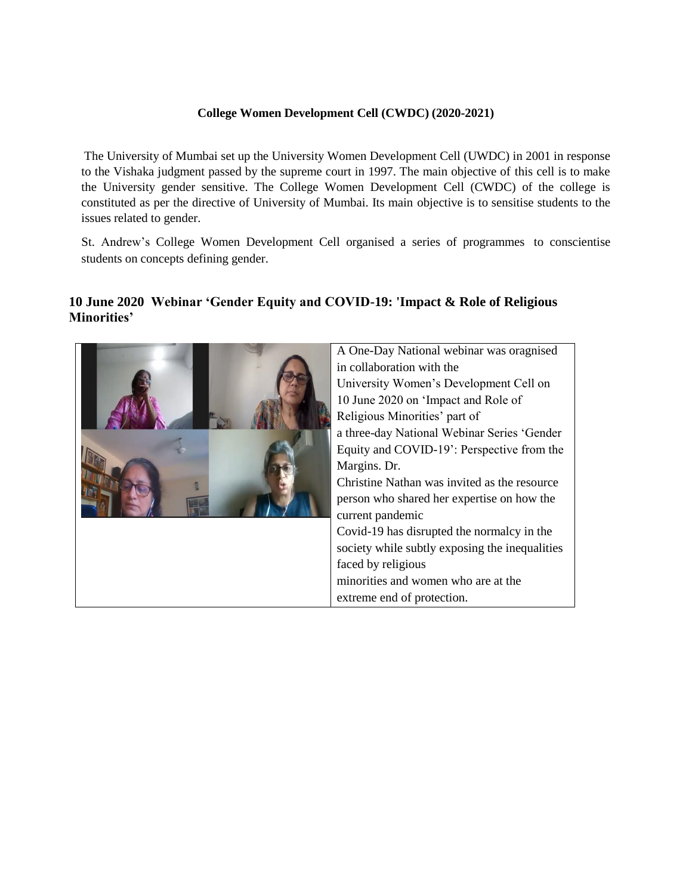**College Women Development Cell (CWDC) (2020-2021)**

The University of Mumbai set up the University Women Development Cell (UWDC) in 2001 in response to the Vishaka judgment passed by the supreme court in 1997. The main objective of this cell is to make the University gender sensitive. The College Women Development Cell (CWDC) of the college is constituted as per the directive of University of Mumbai. Its main objective is to sensitise students to the issues related to gender.

St. Andrew's College Women Development Cell organised a series of programmes to conscientise students on concepts defining gender.

## 10 June 2020 Webinar 'Gender Equity and COVID-19: 'Impact & Role of Religious Minorities'

A One-Day National webinar was oragnised in collaboration with the University Women's Development Cell on 10 June 2020 on 'Impact and Role of Religious Minorities' part of a three-day National Webinar Series 'Gender Equity and COVID-19': Perspective from the Margins. Dr. Christine Nathan was invited as the resource person who shared her expertise on how the current pandemic Covid-19 has disrupted the normalcy in the society while subtly exposing the inequalities faced by religious minorities and women who are at the extreme end of protection.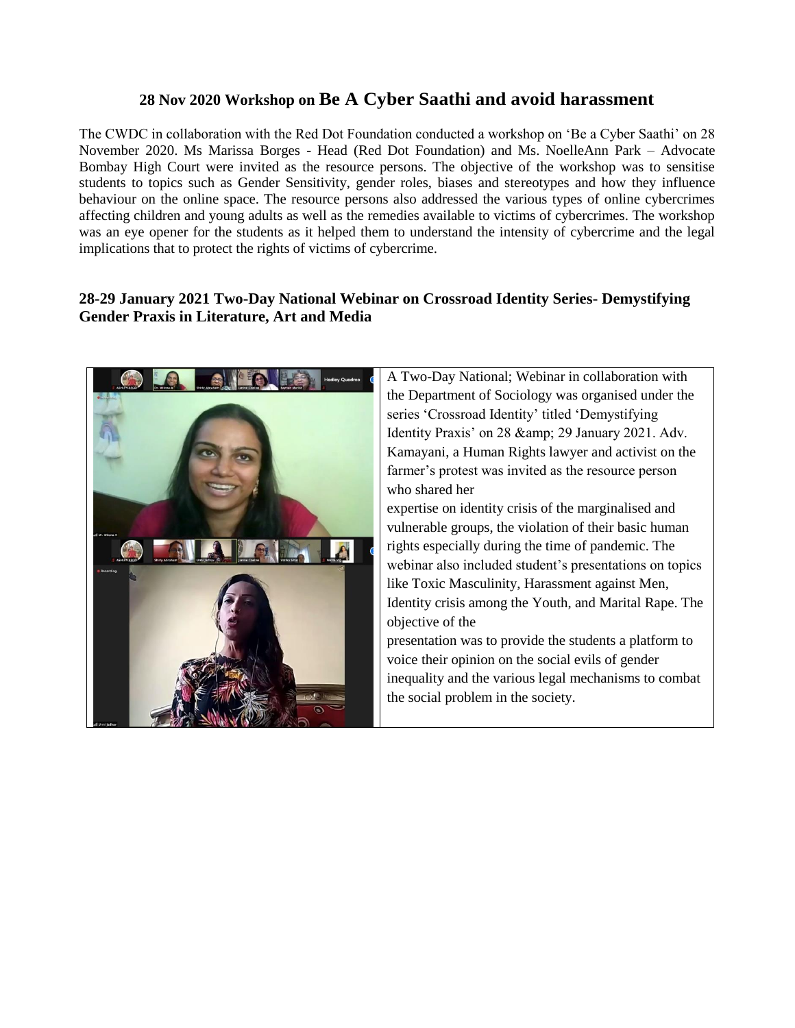## 28 Nov 2020 Workshop on Be A Cyber Saathi and avoid harassment

The CWDC in collaboration with the Red Dot Foundation conducted a workshop on 'Be a Cyber Saathi' on 28 November 2020. Ms Marissa Borges - Head (Red Dot Foundation) and Ms. NoelleAnn Park – Advocate Bombay High Court were invited as the resource persons. The objective of the workshop was to sensitise students to topics such as Gender Sensitivity, gender roles, biases and stereotypes and how they influence behaviour on the online space. The resource persons also addressed the various types of online cybercrimes affecting children and young adults as well as the remedies available to victims of cybercrimes. The workshop was an eye opener for the students as it helped them to understand the intensity of cybercrime and the legal implications that to protect the rights of victims of cybercrime.

## 28-29 January 2021 Two-Day National Webinar on Crossroad Identity Series- Demystifying Gender Praxis in Literature, Art and Media

A Two-Day National; Webinar in collaboration with the Department of Sociology was organised under the series 'Crossroad Identity' titled 'Demystifying Identity Praxis' on 28 &amp; 29 January 2021. Adv. Kamayani, a Human Rights lawyer and activist on the farmer's protest was invited as the resource person who shared her expertise on identity crisis of the marginalised and vulnerable groups, the violation of their basic human rights especially during the time of pandemic. The webinar also included student's presentations on topics like Toxic Masculinity, Harassment against Men, Identity crisis among the Youth, and Marital Rape. The objective of the presentation was to provide the students a platform to voice their opinion on the social evils of gender inequality and the various legal mechanisms to combat the social problem in the society.